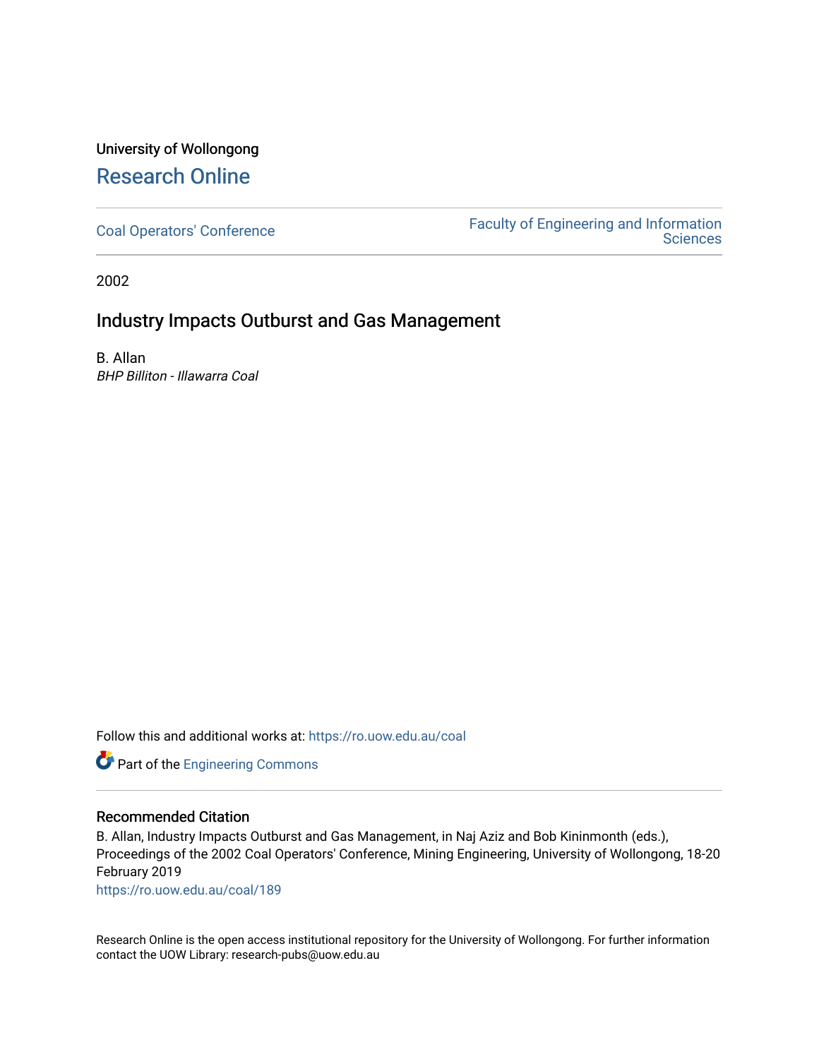University of Wollongong

# Research Online

Coal Operators' Conference

Faculty of Engineering and Information Sciences

2002

## Industry Impacts Outburst and Gas Management

B. Allan

*BHP Billiton - Illawarra Coal*

Follow this and additional works at: https://ro.uow.edu.au/coal

Part of the Engineering Commons

### Recommended Citation

B. Allan, Industry Impacts Outburst and Gas Management, in Naj Aziz and Bob Kininmonth (eds.), Proceedings of the 2002 Coal Operators' Conference, Mining Engineering, University of Wollongong, 18-20 February 2019

https://ro.uow.edu.au/coal/189

Research Online is the open access institutional repository for the University of Wollongong. For further information contact the UOW Library: research-pubs@uow.edu.au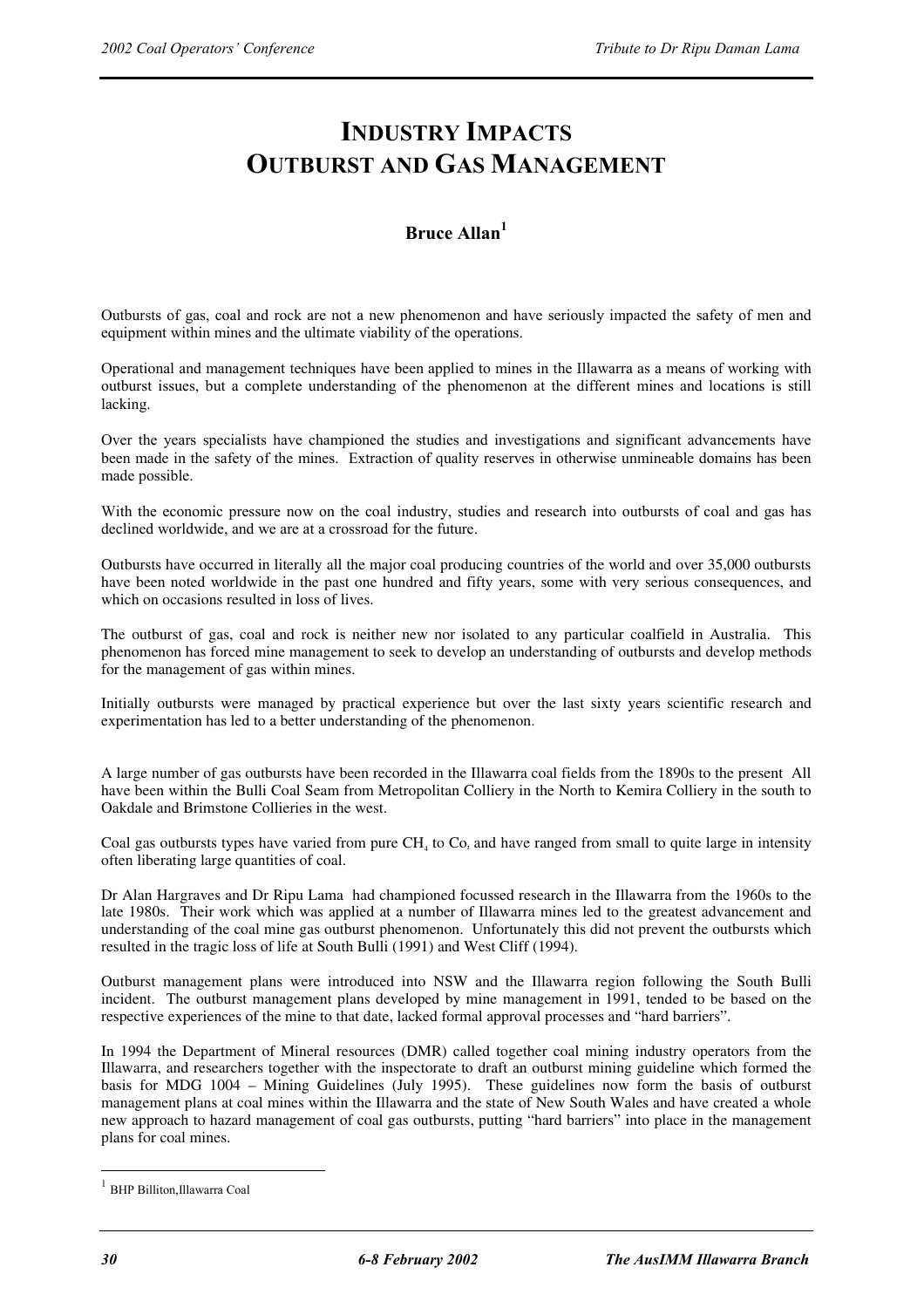# INDUSTRY IMPACTS OUTBURST AND GAS MANAGEMENT

## Bruce Allan[1]

Outbursts of gas, coal and rock are not a new phenomenon and have seriously impacted the safety of men and equipment within mines and the ultimate viability of the operations.

Operational and management techniques have been applied to mines in the Illawarra as a means of working with outburst issues, but a complete understanding of the phenomenon at the different mines and locations is still lacking.

Over the years specialists have championed the studies and investigations and significant advancements have been made in the safety of the mines. Extraction of quality reserves in otherwise unmineable domains has been made possible.

With the economic pressure now on the coal industry, studies and research into outbursts of coal and gas has declined worldwide, and we are at a crossroad for the future.

Outbursts have occurred in literally all the major coal producing countries of the world and over 35,000 outbursts have been noted worldwide in the past one hundred and fifty years, some with very serious consequences, and which on occasions resulted in loss of lives.

The outburst of gas, coal and rock is neither new nor isolated to any particular coalfield in Australia. This phenomenon has forced mine management to seek to develop an understanding of outbursts and develop methods for the management of gas within mines.

Initially outbursts were managed by practical experience but over the last sixty years scientific research and experimentation has led to a better understanding of the phenomenon.

A large number of gas outbursts have been recorded in the Illawarra coal fields from the 1890s to the present All have been within the Bulli Coal Seam from Metropolitan Colliery in the North to Kemira Colliery in the south to Oakdale and Brimstone Collieries in the west.

Coal gas outbursts types have varied from pure $CH_4$ to $Co_2$ and have ranged from small to quite large in intensity often liberating large quantities of coal.

Dr Alan Hargraves and Dr Ripu Lama had championed focussed research in the Illawarra from the 1960s to the late 1980s. Their work which was applied at a number of Illawarra mines led to the greatest advancement and understanding of the coal mine gas outburst phenomenon. Unfortunately this did not prevent the outbursts which resulted in the tragic loss of life at South Bulli (1991) and West Cliff (1994).

Outburst management plans were introduced into NSW and the Illawarra region following the South Bulli incident. The outburst management plans developed by mine management in 1991, tended to be based on the respective experiences of the mine to that date, lacked formal approval processes and "hard barriers".

In 1994 the Department of Mineral resources (DMR) called together coal mining industry operators from the Illawarra, and researchers together with the inspectorate to draft an outburst mining guideline which formed the basis for MDG 1004 – Mining Guidelines (July 1995). These guidelines now form the basis of outburst management plans at coal mines within the Illawarra and the state of New South Wales and have created a whole new approach to hazard management of coal gas outbursts, putting "hard barriers" into place in the management plans for coal mines.

---

[1] BHP Billiton,Illawarra Coal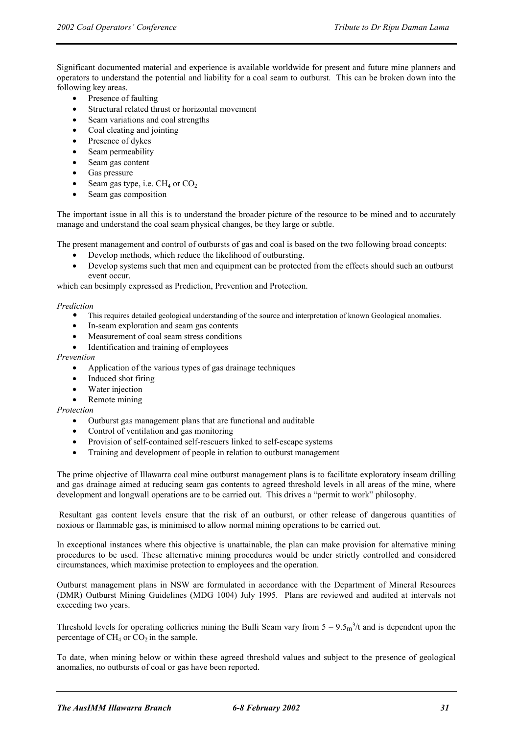Significant documented material and experience is available worldwide for present and future mine planners and operators to understand the potential and liability for a coal seam to outburst. This can be broken down into the following key areas.

- Presence of faulting
- Structural related thrust or horizontal movement
- Seam variations and coal strengths
- Coal cleating and jointing
- Presence of dykes
- Seam permeability
- Seam gas content
- Gas pressure
- Seam gas type, i.e. $CH_4$ or $CO_2$
- Seam gas composition

The important issue in all this is to understand the broader picture of the resource to be mined and to accurately manage and understand the coal seam physical changes, be they large or subtle.

The present management and control of outbursts of gas and coal is based on the two following broad concepts:

- Develop methods, which reduce the likelihood of outbursting.
- Develop systems such that men and equipment can be protected from the effects should such an outburst event occur.

which can besimply expressed as Prediction, Prevention and Protection.

*Prediction*

- This requires detailed geological understanding of the source and interpretation of known Geological anomalies.
- In-seam exploration and seam gas contents
- Measurement of coal seam stress conditions
- Identification and training of employees

*Prevention*

- Application of the various types of gas drainage techniques
- Induced shot firing
- Water injection
- Remote mining

*Protection*

- Outburst gas management plans that are functional and auditable
- Control of ventilation and gas monitoring
- Provision of self-contained self-rescuers linked to self-escape systems
- Training and development of people in relation to outburst management

The prime objective of Illawarra coal mine outburst management plans is to facilitate exploratory inseam drilling and gas drainage aimed at reducing seam gas contents to agreed threshold levels in all areas of the mine, where development and longwall operations are to be carried out. This drives a "permit to work" philosophy.

Resultant gas content levels ensure that the risk of an outburst, or other release of dangerous quantities of noxious or flammable gas, is minimised to allow normal mining operations to be carried out.

In exceptional instances where this objective is unattainable, the plan can make provision for alternative mining procedures to be used. These alternative mining procedures would be under strictly controlled and considered circumstances, which maximise protection to employees and the operation.

Outburst management plans in NSW are formulated in accordance with the Department of Mineral Resources (DMR) Outburst Mining Guidelines (MDG 1004) July 1995. Plans are reviewed and audited at intervals not exceeding two years.

Threshold levels for operating collieries mining the Bulli Seam vary from $5 – 9.5m^3/t$ and is dependent upon the percentage of $CH_4$ or $CO_2$ in the sample.

To date, when mining below or within these agreed threshold values and subject to the presence of geological anomalies, no outbursts of coal or gas have been reported.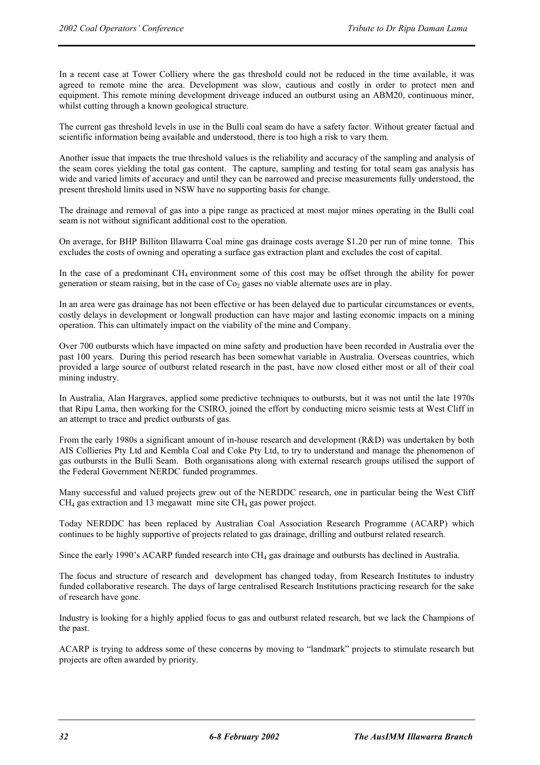In a recent case at Tower Colliery where the gas threshold could not be reduced in the time available, it was agreed to remote mine the area. Development was slow, cautious and costly in order to protect men and equipment. This remote mining development driveage induced an outburst using an ABM20, continuous miner, whilst cutting through a known geological structure.

The current gas threshold levels in use in the Bulli coal seam do have a safety factor. Without greater factual and scientific information being available and understood, there is too high a risk to vary them.

Another issue that impacts the true threshold values is the reliability and accuracy of the sampling and analysis of the seam cores yielding the total gas content. The capture, sampling and testing for total seam gas analysis has wide and varied limits of accuracy and until they can be narrowed and precise measurements fully understood, the present threshold limits used in NSW have no supporting basis for change.

The drainage and removal of gas into a pipe range as practiced at most major mines operating in the Bulli coal seam is not without significant additional cost to the operation.

On average, for BHP Billiton Illawarra Coal mine gas drainage costs average $1.20 per run of mine tonne. This excludes the costs of owning and operating a surface gas extraction plant and excludes the cost of capital.

In the case of a predominant $CH_4$ environment some of this cost may be offset through the ability for power generation or steam raising, but in the case of $Co_2$ gases no viable alternate uses are in play.

In an area were gas drainage has not been effective or has been delayed due to particular circumstances or events, costly delays in development or longwall production can have major and lasting economic impacts on a mining operation. This can ultimately impact on the viability of the mine and Company.

Over 700 outbursts which have impacted on mine safety and production have been recorded in Australia over the past 100 years. During this period research has been somewhat variable in Australia. Overseas countries, which provided a large source of outburst related research in the past, have now closed either most or all of their coal mining industry.

In Australia, Alan Hargraves, applied some predictive techniques to outbursts, but it was not until the late 1970s that Ripu Lama, then working for the CSIRO, joined the effort by conducting micro seismic tests at West Cliff in an attempt to trace and predict outbursts of gas.

From the early 1980s a significant amount of in-house research and development (R&D) was undertaken by both AIS Collieries Pty Ltd and Kembla Coal and Coke Pty Ltd, to try to understand and manage the phenomenon of gas outbursts in the Bulli Seam. Both organisations along with external research groups utilised the support of the Federal Government NERDC funded programmes.

Many successful and valued projects grew out of the NERDDC research, one in particular being the West Cliff $CH_4$ gas extraction and 13 megawatt mine site $CH_4$ gas power project.

Today NERDDC has been replaced by Australian Coal Association Research Programme (ACARP) which continues to be highly supportive of projects related to gas drainage, drilling and outburst related research.

Since the early 1990's ACARP funded research into $CH_4$ gas drainage and outbursts has declined in Australia.

The focus and structure of research and development has changed today, from Research Institutes to industry funded collaborative research. The days of large centralised Research Institutions practicing research for the sake of research have gone.

Industry is looking for a highly applied focus to gas and outburst related research, but we lack the Champions of the past.

ACARP is trying to address some of these concerns by moving to "landmark" projects to stimulate research but projects are often awarded by priority.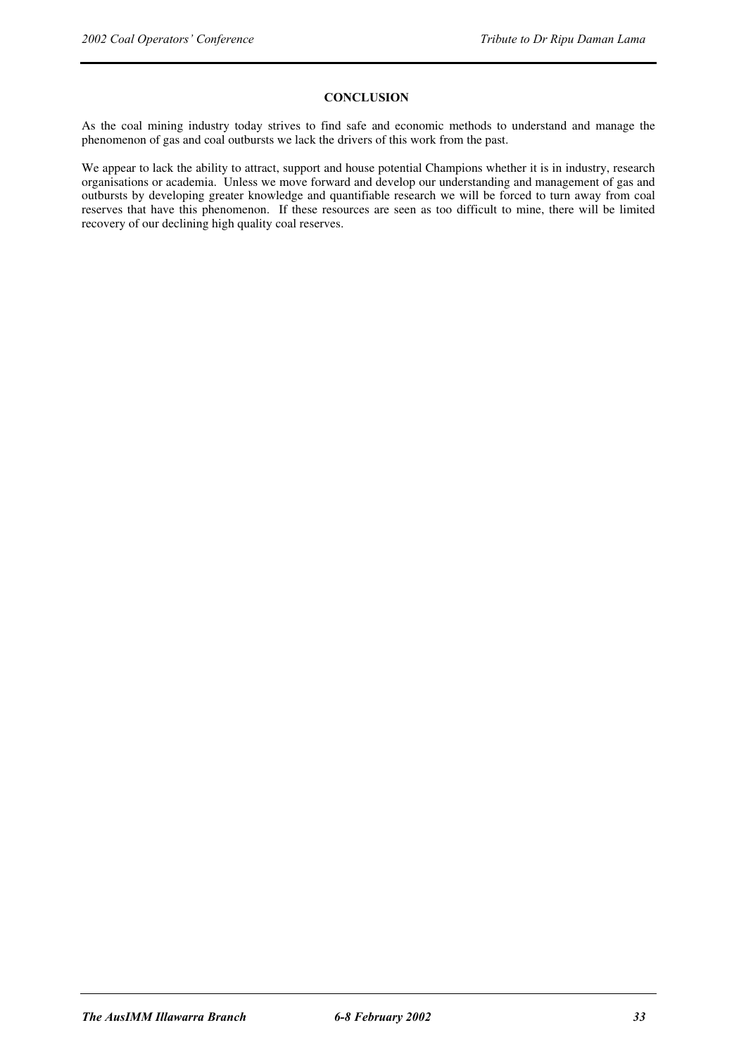## CONCLUSION

As the coal mining industry today strives to find safe and economic methods to understand and manage the phenomenon of gas and coal outbursts we lack the drivers of this work from the past.

We appear to lack the ability to attract, support and house potential Champions whether it is in industry, research organisations or academia. Unless we move forward and develop our understanding and management of gas and outbursts by developing greater knowledge and quantifiable research we will be forced to turn away from coal reserves that have this phenomenon. If these resources are seen as too difficult to mine, there will be limited recovery of our declining high quality coal reserves.